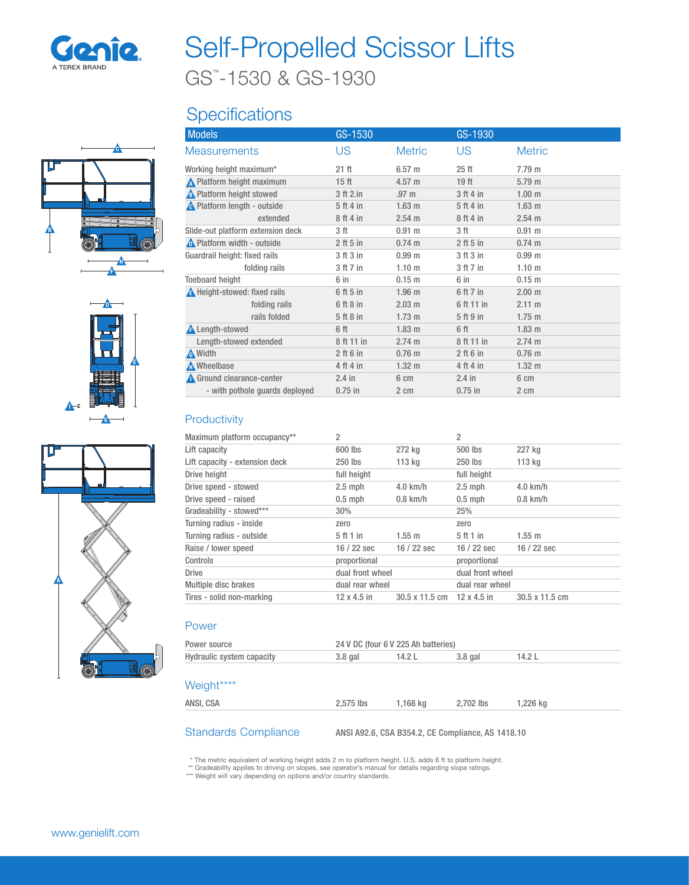# Self-Propelled Scissor Lifts

## GS™-1530 & GS-1930

## Specifications

| Models | GS-1530 | | GS-1930 | |
|---|---|---|---|---|
| **Measurements** | **US** | **Metric** | **US** | **Metric** |
| Working height maximum* | 21 ft | 6.57 m | 25 ft | 7.79 m |
| A Platform height maximum | 15 ft | 4.57 m | 19 ft | 5.79 m |
| B Platform height stowed | 3 ft 2.in | .97 m | 3 ft 4 in | 1.00 m |
| C Platform length - outside | 5 ft 4 in | 1.63 m | 5 ft 4 in | 1.63 m |
| extended | 8 ft 4 in | 2.54 m | 8 ft 4 in | 2.54 m |
| Slide-out platform extension deck | 3 ft | 0.91 m | 3 ft | 0.91 m |
| D Platform width - outside | 2 ft 5 in | 0.74 m | 2 ft 5 in | 0.74 m |
| Guardrail height: fixed rails | 3 ft 3 in | 0.99 m | 3 ft 3 in | 0.99 m |
| folding rails | 3 ft 7 in | 1.10 m | 3 ft 7 in | 1.10 m |
| Toeboard height | 6 in | 0.15 m | 6 in | 0.15 m |
| E Height-stowed: fixed rails | 6 ft 5 in | 1.96 m | 6 ft 7 in | 2.00 m |
| folding rails | 6 ft 8 in | 2.03 m | 6 ft 11 in | 2.11 m |
| rails folded | 5 ft 8 in | 1.73 m | 5 ft 9 in | 1.75 m |
| F Length-stowed | 6 ft | 1.83 m | 6 ft | 1.83 m |
| Length-stowed extended | 8 ft 11 in | 2.74 m | 8 ft 11 in | 2.74 m |
| G Width | 2 ft 6 in | 0.76 m | 2 ft 6 in | 0.76 m |
| H Wheelbase | 4 ft 4 in | 1.32 m | 4 ft 4 in | 1.32 m |
| I Ground clearance-center | 2.4 in | 6 cm | 2.4 in | 6 cm |
| - with pothole guards deployed | 0.75 in | 2 cm | 0.75 in | 2 cm |

### Productivity

| | | | | |
|---|---|---|---|---|
| Maximum platform occupancy** | 2 | | 2 | |
| Lift capacity | 600 lbs | 272 kg | 500 lbs | 227 kg |
| Lift capacity - extension deck | 250 lbs | 113 kg | 250 lbs | 113 kg |
| Drive height | full height | | full height | |
| Drive speed - stowed | 2.5 mph | 4.0 km/h | 2.5 mph | 4.0 km/h |
| Drive speed - raised | 0.5 mph | 0.8 km/h | 0.5 mph | 0.8 km/h |
| Gradeability - stowed*** | 30% | | 25% | |
| Turning radius - inside | zero | | zero | |
| Turning radius - outside | 5 ft 1 in | 1.55 m | 5 ft 1 in | 1.55 m |
| Raise / lower speed | 16 / 22 sec | 16 / 22 sec | 16 / 22 sec | 16 / 22 sec |
| Controls | proportional | | proportional | |
| Drive | dual front wheel | | dual front wheel | |
| Multiple disc brakes | dual rear wheel | | dual rear wheel | |
| Tires - solid non-marking | 12 x 4.5 in | 30.5 x 11.5 cm | 12 x 4.5 in | 30.5 x 11.5 cm |

### Power

| | | | | |
|---|---|---|---|---|
| Power source | 24 V DC (four 6 V 225 Ah batteries) | | | |
| Hydraulic system capacity | 3.8 gal | 14.2 L | 3.8 gal | 14.2 L |

### Weight****

| | | | | |
|---|---|---|---|---|
| ANSI, CSA | 2,575 lbs | 1,168 kg | 2,702 lbs | 1,226 kg |

### Standards Compliance

ANSI A92.6, CSA B354.2, CE Compliance, AS 1418.10

\* The metric equivalent of working height adds 2 m to platform height. U.S. adds 6 ft to platform height.
\** Gradeability applies to driving on slopes, see operator's manual for details regarding slope ratings.
\*** Weight will vary depending on options and/or country standards.

www.genielift.com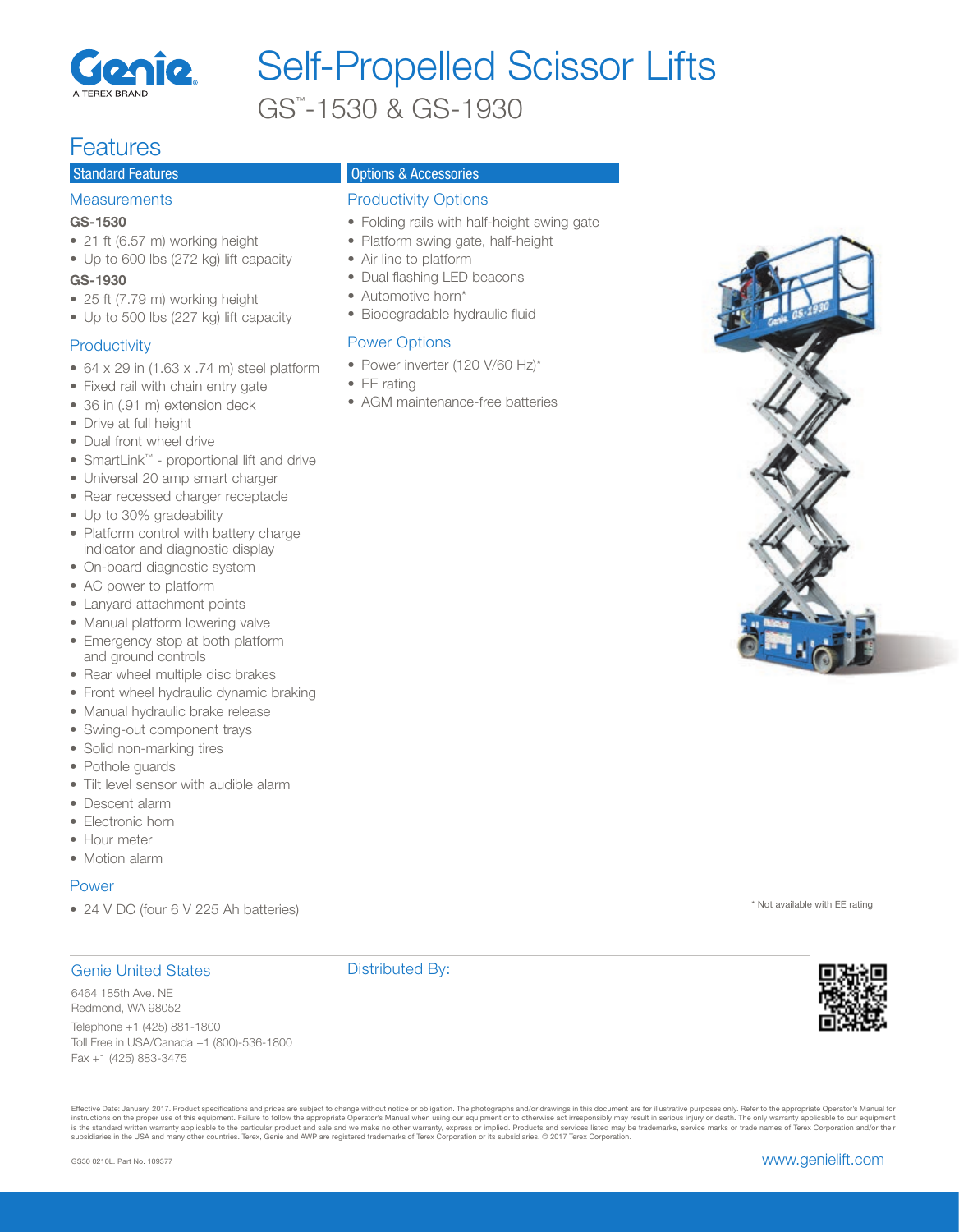# Self-Propelled Scissor Lifts

## GS™-1530 & GS-1930

# Features

## Standard Features

### Measurements

**GS-1530**

- 21 ft (6.57 m) working height
- Up to 600 lbs (272 kg) lift capacity

**GS-1930**

- 25 ft (7.79 m) working height
- Up to 500 lbs (227 kg) lift capacity

### Productivity

- 64 x 29 in (1.63 x .74 m) steel platform
- Fixed rail with chain entry gate
- 36 in (.91 m) extension deck
- Drive at full height
- Dual front wheel drive
- SmartLink™ - proportional lift and drive
- Universal 20 amp smart charger
- Rear recessed charger receptacle
- Up to 30% gradeability
- Platform control with battery charge indicator and diagnostic display
- On-board diagnostic system
- AC power to platform
- Lanyard attachment points
- Manual platform lowering valve
- Emergency stop at both platform and ground controls
- Rear wheel multiple disc brakes
- Front wheel hydraulic dynamic braking
- Manual hydraulic brake release
- Swing-out component trays
- Solid non-marking tires
- Pothole guards
- Tilt level sensor with audible alarm
- Descent alarm
- Electronic horn
- Hour meter
- Motion alarm

### Power

- 24 V DC (four 6 V 225 Ah batteries)

## Options & Accessories

### Productivity Options

- Folding rails with half-height swing gate
- Platform swing gate, half-height
- Air line to platform
- Dual flashing LED beacons
- Automotive horn*
- Biodegradable hydraulic fluid

### Power Options

- Power inverter (120 V/60 Hz)*
- EE rating
- AGM maintenance-free batteries

\* Not available with EE rating

### Genie United States

6464 185th Ave. NE
Redmond, WA 98052

Telephone +1 (425) 881-1800
Toll Free in USA/Canada +1 (800)-536-1800
Fax +1 (425) 883-3475

Distributed By:

Effective Date: January, 2017. Product specifications and prices are subject to change without notice or obligation. The photographs and/or drawings in this document are for illustrative purposes only. Refer to the appropriate Operator's Manual for instructions on the proper use of this equipment. Failure to follow the appropriate Operator's Manual when using our equipment or to otherwise act irresponsibly may result in serious injury or death. The only warranty applicable to our equipment is the standard written warranty applicable to the particular product and sale and we make no other warranty, express or implied. Products and services listed may be trademarks, service marks or trade names of Terex Corporation and/or their subsidiaries in the USA and many other countries. Terex, Genie and AWP are registered trademarks of Terex Corporation or its subsidiaries. © 2017 Terex Corporation.

GS30 0210L. Part No. 109377

www.genielift.com